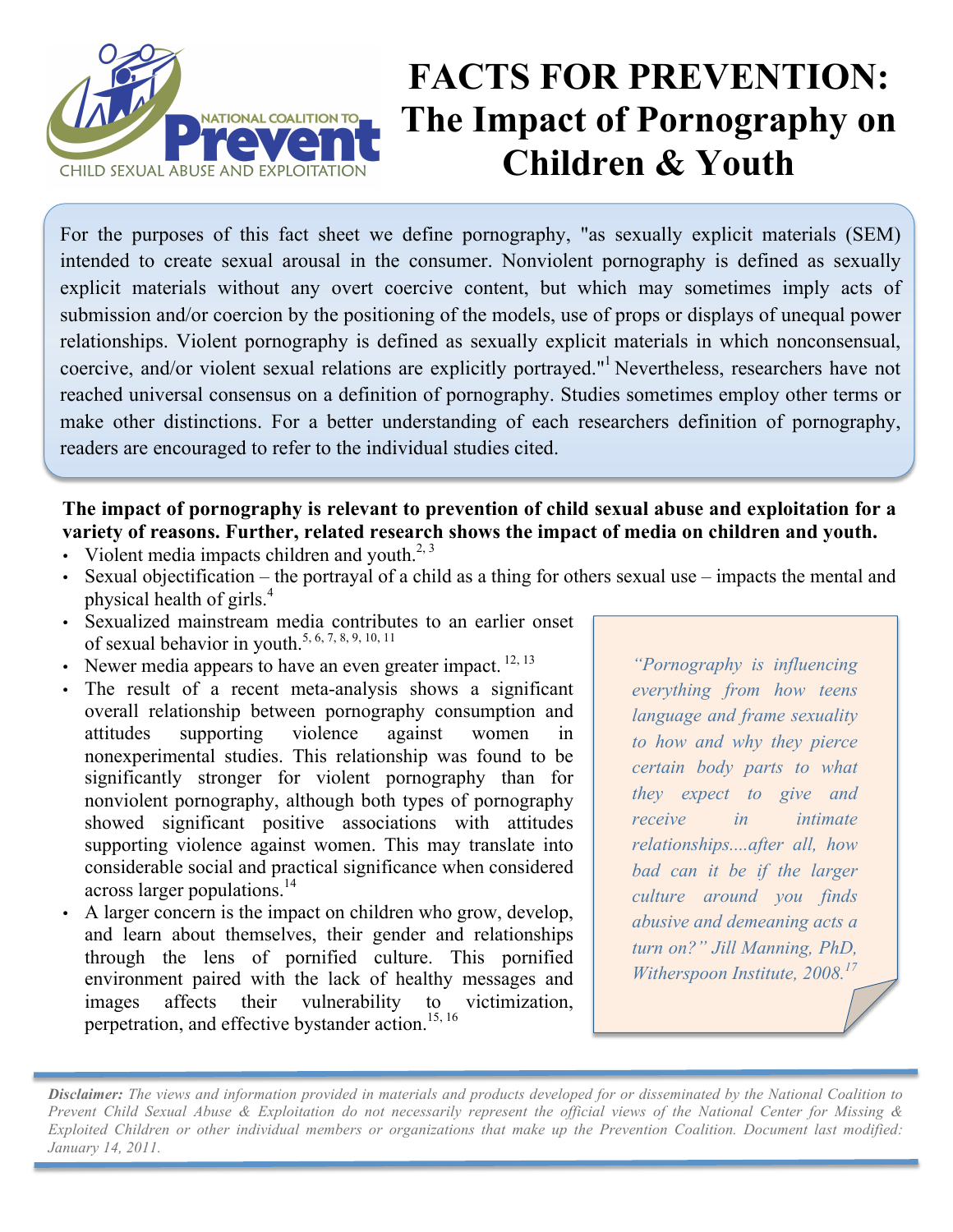NATIONAL COALITION TO Prevent CHILD SEXUAL ABUSE AND EXPLOITATION

# FACTS FOR PREVENTION: The Impact of Pornography on Children & Youth

For the purposes of this fact sheet we define pornography, "as sexually explicit materials (SEM) intended to create sexual arousal in the consumer. Nonviolent pornography is defined as sexually explicit materials without any overt coercive content, but which may sometimes imply acts of submission and/or coercion by the positioning of the models, use of props or displays of unequal power relationships. Violent pornography is defined as sexually explicit materials in which nonconsensual, coercive, and/or violent sexual relations are explicitly portrayed."[1] Nevertheless, researchers have not reached universal consensus on a definition of pornography. Studies sometimes employ other terms or make other distinctions. For a better understanding of each researchers definition of pornography, readers are encouraged to refer to the individual studies cited.

**The impact of pornography is relevant to prevention of child sexual abuse and exploitation for a variety of reasons. Further, related research shows the impact of media on children and youth.**

- Violent media impacts children and youth.[2, 3]
- Sexual objectification – the portrayal of a child as a thing for others sexual use – impacts the mental and physical health of girls.[4]
- Sexualized mainstream media contributes to an earlier onset of sexual behavior in youth.[5, 6, 7, 8, 9, 10, 11]
- Newer media appears to have an even greater impact. [12, 13]
- The result of a recent meta-analysis shows a significant overall relationship between pornography consumption and attitudes supporting violence against women in nonexperimental studies. This relationship was found to be significantly stronger for violent pornography than for nonviolent pornography, although both types of pornography showed significant positive associations with attitudes supporting violence against women. This may translate into considerable social and practical significance when considered across larger populations.[14]
- A larger concern is the impact on children who grow, develop, and learn about themselves, their gender and relationships through the lens of pornified culture. This pornified environment paired with the lack of healthy messages and images affects their vulnerability to victimization, perpetration, and effective bystander action.[15, 16]

*"Pornography is influencing everything from how teens language and frame sexuality to how and why they pierce certain body parts to what they expect to give and receive in intimate relationships....after all, how bad can it be if the larger culture around you finds abusive and demeaning acts a turn on?" Jill Manning, PhD, Witherspoon Institute, 2008.*[17]

*__Disclaimer:__ The views and information provided in materials and products developed for or disseminated by the National Coalition to Prevent Child Sexual Abuse & Exploitation do not necessarily represent the official views of the National Center for Missing & Exploited Children or other individual members or organizations that make up the Prevention Coalition. Document last modified: January 14, 2011.*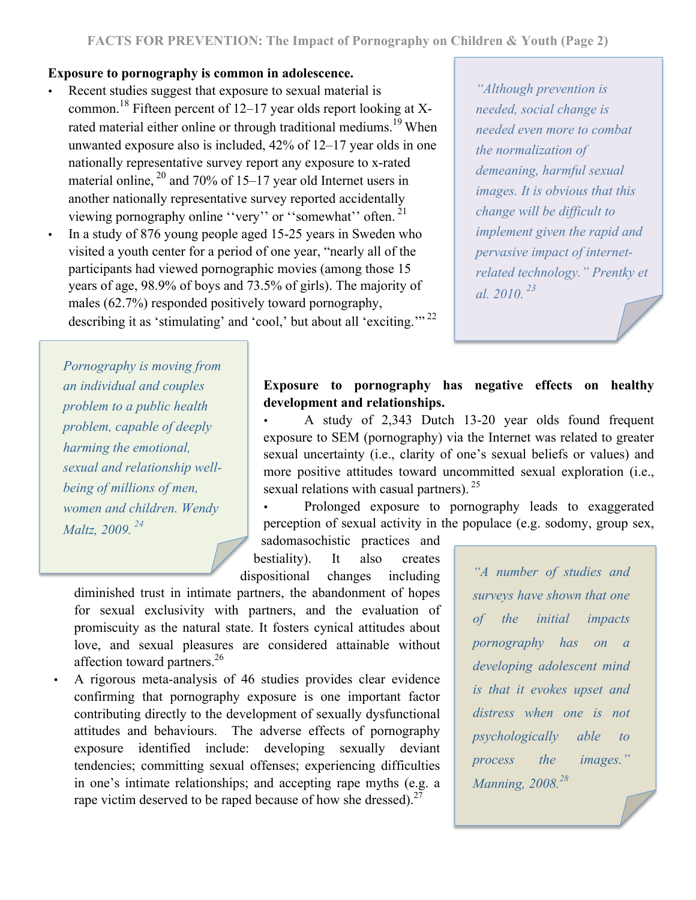**Exposure to pornography is common in adolescence.**

- Recent studies suggest that exposure to sexual material is common.[18] Fifteen percent of 12–17 year olds report looking at X-rated material either online or through traditional mediums.[19] When unwanted exposure also is included, 42% of 12–17 year olds in one nationally representative survey report any exposure to x-rated material online, [20] and 70% of 15–17 year old Internet users in another nationally representative survey reported accidentally viewing pornography online ''very'' or ''somewhat'' often. [21]
- In a study of 876 young people aged 15-25 years in Sweden who visited a youth center for a period of one year, "nearly all of the participants had viewed pornographic movies (among those 15 years of age, 98.9% of boys and 73.5% of girls). The majority of males (62.7%) responded positively toward pornography, describing it as 'stimulating' and 'cool,' but about all 'exciting.'" [22]

*"Although prevention is needed, social change is needed even more to combat the normalization of demeaning, harmful sexual images. It is obvious that this change will be difficult to implement given the rapid and pervasive impact of internet-related technology." Prentky et al. 2010.* [23]

*Pornography is moving from an individual and couples problem to a public health problem, capable of deeply harming the emotional, sexual and relationship well-being of millions of men, women and children. Wendy Maltz, 2009.* [24]

**Exposure to pornography has negative effects on healthy development and relationships.**

- A study of 2,343 Dutch 13-20 year olds found frequent exposure to SEM (pornography) via the Internet was related to greater sexual uncertainty (i.e., clarity of one's sexual beliefs or values) and more positive attitudes toward uncommitted sexual exploration (i.e., sexual relations with casual partners). [25]
- Prolonged exposure to pornography leads to exaggerated perception of sexual activity in the populace (e.g. sodomy, group sex, sadomasochistic practices and bestiality). It also creates dispositional changes including diminished trust in intimate partners, the abandonment of hopes for sexual exclusivity with partners, and the evaluation of promiscuity as the natural state. It fosters cynical attitudes about love, and sexual pleasures are considered attainable without affection toward partners.[26]
- A rigorous meta-analysis of 46 studies provides clear evidence confirming that pornography exposure is one important factor contributing directly to the development of sexually dysfunctional attitudes and behaviours. The adverse effects of pornography exposure identified include: developing sexually deviant tendencies; committing sexual offenses; experiencing difficulties in one's intimate relationships; and accepting rape myths (e.g. a rape victim deserved to be raped because of how she dressed).[27]

*"A number of studies and surveys have shown that one of the initial impacts pornography has on a developing adolescent mind is that it evokes upset and distress when one is not psychologically able to process the images." Manning, 2008.*[28]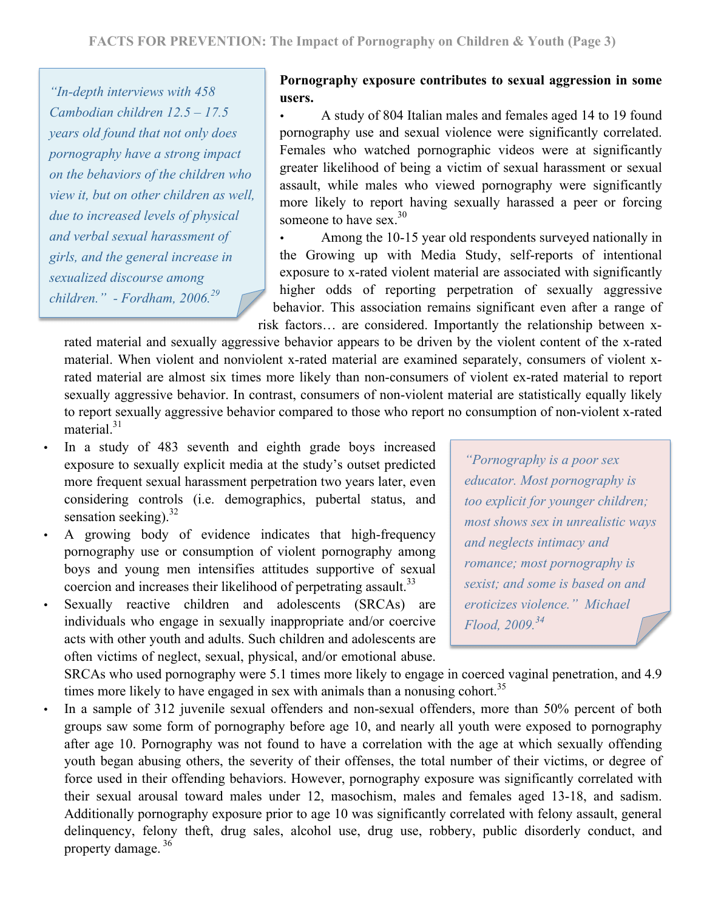> *"In-depth interviews with 458 Cambodian children 12.5 – 17.5 years old found that not only does pornography have a strong impact on the behaviors of the children who view it, but on other children as well, due to increased levels of physical and verbal sexual harassment of girls, and the general increase in sexualized discourse among children." - Fordham, 2006.*[29]

**Pornography exposure contributes to sexual aggression in some users.**

- A study of 804 Italian males and females aged 14 to 19 found pornography use and sexual violence were significantly correlated. Females who watched pornographic videos were at significantly greater likelihood of being a victim of sexual harassment or sexual assault, while males who viewed pornography were significantly more likely to report having sexually harassed a peer or forcing someone to have sex.[30]
- Among the 10-15 year old respondents surveyed nationally in the Growing up with Media Study, self-reports of intentional exposure to x-rated violent material are associated with significantly higher odds of reporting perpetration of sexually aggressive behavior. This association remains significant even after a range of risk factors… are considered. Importantly the relationship between x-rated material and sexually aggressive behavior appears to be driven by the violent content of the x-rated material. When violent and nonviolent x-rated material are examined separately, consumers of violent x-rated material are almost six times more likely than non-consumers of violent ex-rated material to report sexually aggressive behavior. In contrast, consumers of non-violent material are statistically equally likely to report sexually aggressive behavior compared to those who report no consumption of non-violent x-rated material.[31]
- In a study of 483 seventh and eighth grade boys increased exposure to sexually explicit media at the study's outset predicted more frequent sexual harassment perpetration two years later, even considering controls (i.e. demographics, pubertal status, and sensation seeking).[32]
- A growing body of evidence indicates that high-frequency pornography use or consumption of violent pornography among boys and young men intensifies attitudes supportive of sexual coercion and increases their likelihood of perpetrating assault.[33]
- Sexually reactive children and adolescents (SRCAs) are individuals who engage in sexually inappropriate and/or coercive acts with other youth and adults. Such children and adolescents are often victims of neglect, sexual, physical, and/or emotional abuse. SRCAs who used pornography were 5.1 times more likely to engage in coerced vaginal penetration, and 4.9 times more likely to have engaged in sex with animals than a nonusing cohort.[35]
- In a sample of 312 juvenile sexual offenders and non-sexual offenders, more than 50% percent of both groups saw some form of pornography before age 10, and nearly all youth were exposed to pornography after age 10. Pornography was not found to have a correlation with the age at which sexually offending youth began abusing others, the severity of their offenses, the total number of their victims, or degree of force used in their offending behaviors. However, pornography exposure was significantly correlated with their sexual arousal toward males under 12, masochism, males and females aged 13-18, and sadism. Additionally pornography exposure prior to age 10 was significantly correlated with felony assault, general delinquency, felony theft, drug sales, alcohol use, drug use, robbery, public disorderly conduct, and property damage.[36]

> *"Pornography is a poor sex educator. Most pornography is too explicit for younger children; most shows sex in unrealistic ways and neglects intimacy and romance; most pornography is sexist; and some is based on and eroticizes violence." Michael Flood, 2009.*[34]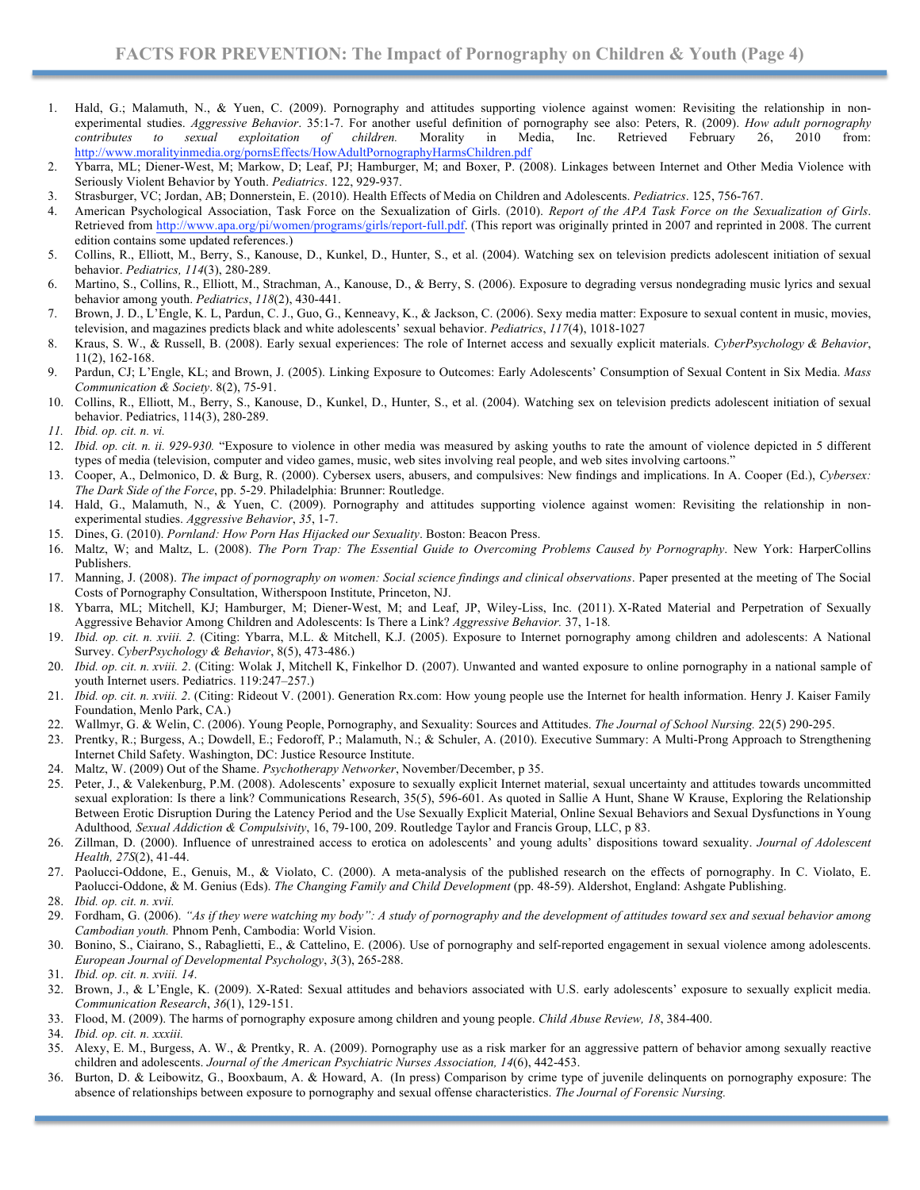1. Hald, G.; Malamuth, N., & Yuen, C. (2009). Pornography and attitudes supporting violence against women: Revisiting the relationship in non-experimental studies. *Aggressive Behavior*. 35:1-7. For another useful definition of pornography see also: Peters, R. (2009). *How adult pornography contributes to sexual exploitation of children.* Morality in Media, Inc. Retrieved February 26, 2010 from: http://www.moralityinmedia.org/pornsEffects/HowAdultPornographyHarmsChildren.pdf
2. Ybarra, ML; Diener-West, M; Markow, D; Leaf, PJ; Hamburger, M; and Boxer, P. (2008). Linkages between Internet and Other Media Violence with Seriously Violent Behavior by Youth. *Pediatrics*. 122, 929-937.
3. Strasburger, VC; Jordan, AB; Donnerstein, E. (2010). Health Effects of Media on Children and Adolescents. *Pediatrics*. 125, 756-767.
4. American Psychological Association, Task Force on the Sexualization of Girls. (2010). *Report of the APA Task Force on the Sexualization of Girls*. Retrieved from http://www.apa.org/pi/women/programs/girls/report-full.pdf. (This report was originally printed in 2007 and reprinted in 2008. The current edition contains some updated references.)
5. Collins, R., Elliott, M., Berry, S., Kanouse, D., Kunkel, D., Hunter, S., et al. (2004). Watching sex on television predicts adolescent initiation of sexual behavior. *Pediatrics, 114*(3), 280-289.
6. Martino, S., Collins, R., Elliott, M., Strachman, A., Kanouse, D., & Berry, S. (2006). Exposure to degrading versus nondegrading music lyrics and sexual behavior among youth. *Pediatrics*, *118*(2), 430-441.
7. Brown, J. D., L'Engle, K. L, Pardun, C. J., Guo, G., Kenneavy, K., & Jackson, C. (2006). Sexy media matter: Exposure to sexual content in music, movies, television, and magazines predicts black and white adolescents' sexual behavior. *Pediatrics*, *117*(4), 1018-1027
8. Kraus, S. W., & Russell, B. (2008). Early sexual experiences: The role of Internet access and sexually explicit materials. *CyberPsychology & Behavior*, 11(2), 162-168.
9. Pardun, CJ; L'Engle, KL; and Brown, J. (2005). Linking Exposure to Outcomes: Early Adolescents' Consumption of Sexual Content in Six Media. *Mass Communication & Society*. 8(2), 75-91.
10. Collins, R., Elliott, M., Berry, S., Kanouse, D., Kunkel, D., Hunter, S., et al. (2004). Watching sex on television predicts adolescent initiation of sexual behavior. Pediatrics, 114(3), 280-289.
11. *Ibid. op. cit. n. vi.*
12. *Ibid. op. cit. n. ii. 929-930.* "Exposure to violence in other media was measured by asking youths to rate the amount of violence depicted in 5 different types of media (television, computer and video games, music, web sites involving real people, and web sites involving cartoons."
13. Cooper, A., Delmonico, D. & Burg, R. (2000). Cybersex users, abusers, and compulsives: New findings and implications. In A. Cooper (Ed.), *Cybersex: The Dark Side of the Force*, pp. 5-29. Philadelphia: Brunner: Routledge.
14. Hald, G., Malamuth, N., & Yuen, C. (2009). Pornography and attitudes supporting violence against women: Revisiting the relationship in non-experimental studies. *Aggressive Behavior*, *35*, 1-7.
15. Dines, G. (2010). *Pornland: How Porn Has Hijacked our Sexuality*. Boston: Beacon Press.
16. Maltz, W; and Maltz, L. (2008). *The Porn Trap: The Essential Guide to Overcoming Problems Caused by Pornography*. New York: HarperCollins Publishers.
17. Manning, J. (2008). *The impact of pornography on women: Social science findings and clinical observations*. Paper presented at the meeting of The Social Costs of Pornography Consultation, Witherspoon Institute, Princeton, NJ.
18. Ybarra, ML; Mitchell, KJ; Hamburger, M; Diener-West, M; and Leaf, JP, Wiley-Liss, Inc. (2011). X-Rated Material and Perpetration of Sexually Aggressive Behavior Among Children and Adolescents: Is There a Link? *Aggressive Behavior.* 37, 1-18*.*
19. *Ibid. op. cit. n. xviii. 2.* (Citing: Ybarra, M.L. & Mitchell, K.J. (2005). Exposure to Internet pornography among children and adolescents: A National Survey. *CyberPsychology & Behavior*, 8(5), 473-486.)
20. *Ibid. op. cit. n. xviii. 2*. (Citing: Wolak J, Mitchell K, Finkelhor D. (2007). Unwanted and wanted exposure to online pornography in a national sample of youth Internet users. Pediatrics. 119:247–257.)
21. *Ibid. op. cit. n. xviii. 2*. (Citing: Rideout V. (2001). Generation Rx.com: How young people use the Internet for health information. Henry J. Kaiser Family Foundation, Menlo Park, CA.)
22. Wallmyr, G. & Welin, C. (2006). Young People, Pornography, and Sexuality: Sources and Attitudes. *The Journal of School Nursing.* 22(5) 290-295.
23. Prentky, R.; Burgess, A.; Dowdell, E.; Fedoroff, P.; Malamuth, N.; & Schuler, A. (2010). Executive Summary: A Multi-Prong Approach to Strengthening Internet Child Safety. Washington, DC: Justice Resource Institute.
24. Maltz, W. (2009) Out of the Shame. *Psychotherapy Networker*, November/December, p 35.
25. Peter, J., & Valekenburg, P.M. (2008). Adolescents' exposure to sexually explicit Internet material, sexual uncertainty and attitudes towards uncommitted sexual exploration: Is there a link? Communications Research, 35(5), 596-601. As quoted in Sallie A Hunt, Shane W Krause, Exploring the Relationship Between Erotic Disruption During the Latency Period and the Use Sexually Explicit Material, Online Sexual Behaviors and Sexual Dysfunctions in Young Adulthood*, Sexual Addiction & Compulsivity*, 16, 79-100, 209. Routledge Taylor and Francis Group, LLC, p 83.
26. Zillman, D. (2000). Influence of unrestrained access to erotica on adolescents' and young adults' dispositions toward sexuality. *Journal of Adolescent Health, 27S*(2), 41-44.
27. Paolucci-Oddone, E., Genuis, M., & Violato, C. (2000). A meta-analysis of the published research on the effects of pornography. In C. Violato, E. Paolucci-Oddone, & M. Genius (Eds). *The Changing Family and Child Development* (pp. 48-59). Aldershot, England: Ashgate Publishing.
28. *Ibid. op. cit. n. xvii.*
29. Fordham, G. (2006). *"As if they were watching my body": A study of pornography and the development of attitudes toward sex and sexual behavior among Cambodian youth.* Phnom Penh, Cambodia: World Vision.
30. Bonino, S., Ciairano, S., Rabaglietti, E., & Cattelino, E. (2006). Use of pornography and self-reported engagement in sexual violence among adolescents. *European Journal of Developmental Psychology*, *3*(3), 265-288.
31. *Ibid. op. cit. n. xviii. 14*.
32. Brown, J., & L'Engle, K. (2009). X-Rated: Sexual attitudes and behaviors associated with U.S. early adolescents' exposure to sexually explicit media. *Communication Research*, *36*(1), 129-151.
33. Flood, M. (2009). The harms of pornography exposure among children and young people. *Child Abuse Review, 18*, 384-400.
34. *Ibid. op. cit. n. xxxiii.*
35. Alexy, E. M., Burgess, A. W., & Prentky, R. A. (2009). Pornography use as a risk marker for an aggressive pattern of behavior among sexually reactive children and adolescents. *Journal of the American Psychiatric Nurses Association, 14*(6), 442-453.
36. Burton, D. & Leibowitz, G., Booxbaum, A. & Howard, A. (In press) Comparison by crime type of juvenile delinquents on pornography exposure: The absence of relationships between exposure to pornography and sexual offense characteristics. *The Journal of Forensic Nursing.*